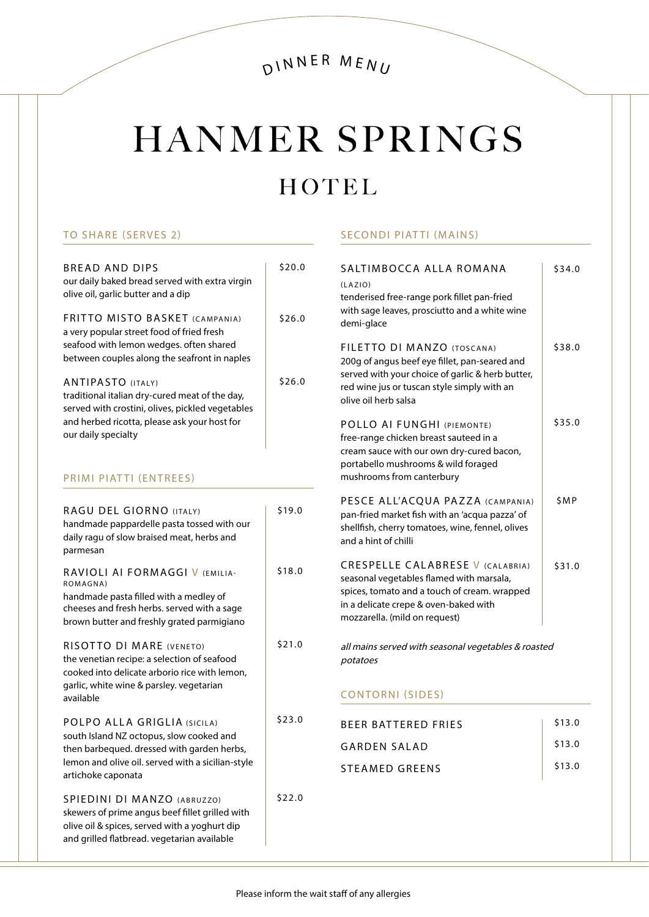DINNER MENU

# HANMER SPRINGS

## HOTEL

### TO SHARE (SERVES 2)

**BREAD AND DIPS** — $20.0
our daily baked bread served with extra virgin olive oil, garlic butter and a dip

**FRITTO MISTO BASKET** (CAMPANIA) — $26.0
a very popular street food of fried fresh seafood with lemon wedges. often shared between couples along the seafront in naples

**ANTIPASTO** (ITALY) — $26.0
traditional italian dry-cured meat of the day, served with crostini, olives, pickled vegetables and herbed ricotta, please ask your host for our daily specialty

### PRIMI PIATTI (ENTREES)

**RAGU DEL GIORNO** (ITALY) — $19.0
handmade pappardelle pasta tossed with our daily ragu of slow braised meat, herbs and parmesan

**RAVIOLI AI FORMAGGI** V (EMILIA-ROMAGNA) — $18.0
handmade pasta filled with a medley of cheeses and fresh herbs. served with a sage brown butter and freshly grated parmigiano

**RISOTTO DI MARE** (VENETO) — $21.0
the venetian recipe: a selection of seafood cooked into delicate arborio rice with lemon, garlic, white wine & parsley. vegetarian available

**POLPO ALLA GRIGLIA** (SICILA) — $23.0
south Island NZ octopus, slow cooked and then barbequed. dressed with garden herbs, lemon and olive oil. served with a sicilian-style artichoke caponata

**SPIEDINI DI MANZO** (ABRUZZO) — $22.0
skewers of prime angus beef fillet grilled with olive oil & spices, served with a yoghurt dip and grilled flatbread. vegetarian available

### SECONDI PIATTI (MAINS)

**SALTIMBOCCA ALLA ROMANA** (LAZIO) — $34.0
tenderised free-range pork fillet pan-fried with sage leaves, prosciutto and a white wine demi-glace

**FILETTO DI MANZO** (TOSCANA) — $38.0
200g of angus beef eye fillet, pan-seared and served with your choice of garlic & herb butter, red wine jus or tuscan style simply with an olive oil herb salsa

**POLLO AI FUNGHI** (PIEMONTE) — $35.0
free-range chicken breast sauteed in a cream sauce with our own dry-cured bacon, portabello mushrooms & wild foraged mushrooms from canterbury

**PESCE ALL'ACQUA PAZZA** (CAMPANIA) — $MP
pan-fried market fish with an 'acqua pazza' of shellfish, cherry tomatoes, wine, fennel, olives and a hint of chilli

**CRESPELLE CALABRESE** V (CALABRIA) — $31.0
seasonal vegetables flamed with marsala, spices, tomato and a touch of cream. wrapped in a delicate crepe & oven-baked with mozzarella. (mild on request)

*all mains served with seasonal vegetables & roasted potatoes*

### CONTORNI (SIDES)

| | |
|---|---|
| BEER BATTERED FRIES | $13.0 |
| GARDEN SALAD | $13.0 |
| STEAMED GREENS | $13.0 |

Please inform the wait staff of any allergies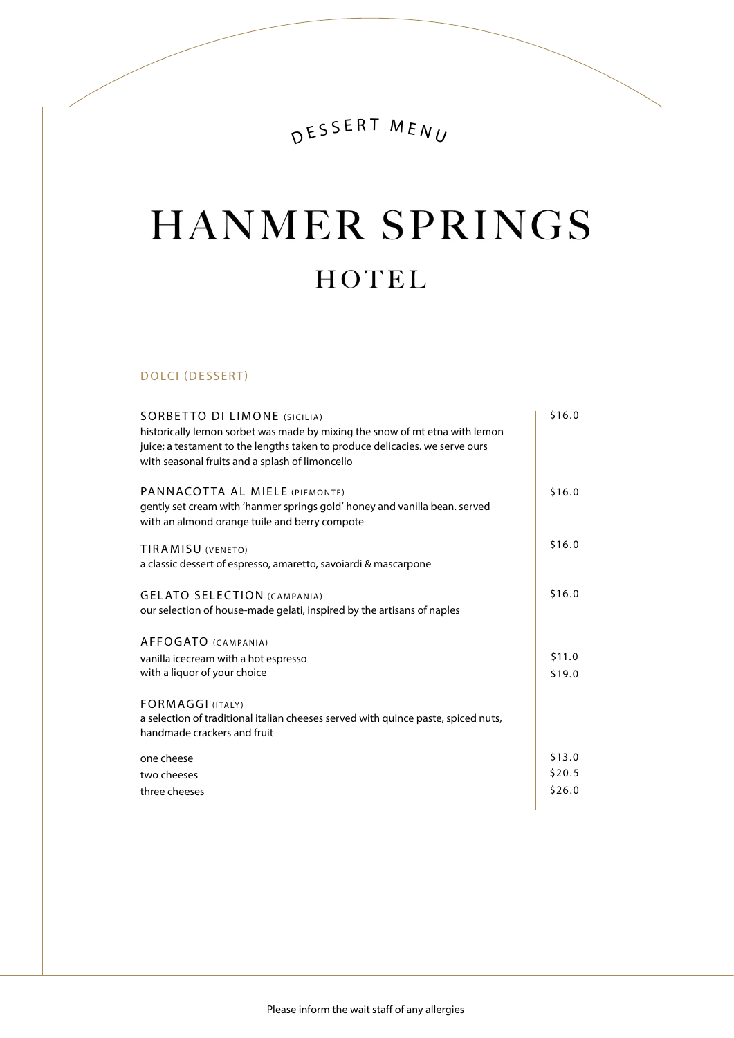DESSERT MENU

# HANMER SPRINGS

## HOTEL

### DOLCI (DESSERT)

**SORBETTO DI LIMONE** (SICILIA) — $16.0
historically lemon sorbet was made by mixing the snow of mt etna with lemon juice; a testament to the lengths taken to produce delicacies. we serve ours with seasonal fruits and a splash of limoncello

**PANNACOTTA AL MIELE** (PIEMONTE) — $16.0
gently set cream with 'hanmer springs gold' honey and vanilla bean. served with an almond orange tuile and berry compote

**TIRAMISU** (VENETO) — $16.0
a classic dessert of espresso, amaretto, savoiardi & mascarpone

**GELATO SELECTION** (CAMPANIA) — $16.0
our selection of house-made gelati, inspired by the artisans of naples

**AFFOGATO** (CAMPANIA)
vanilla icecream with a hot espresso — $11.0
with a liquor of your choice — $19.0

**FORMAGGI** (ITALY)
a selection of traditional italian cheeses served with quince paste, spiced nuts, handmade crackers and fruit

one cheese — $13.0
two cheeses — $20.5
three cheeses — $26.0

Please inform the wait staff of any allergies